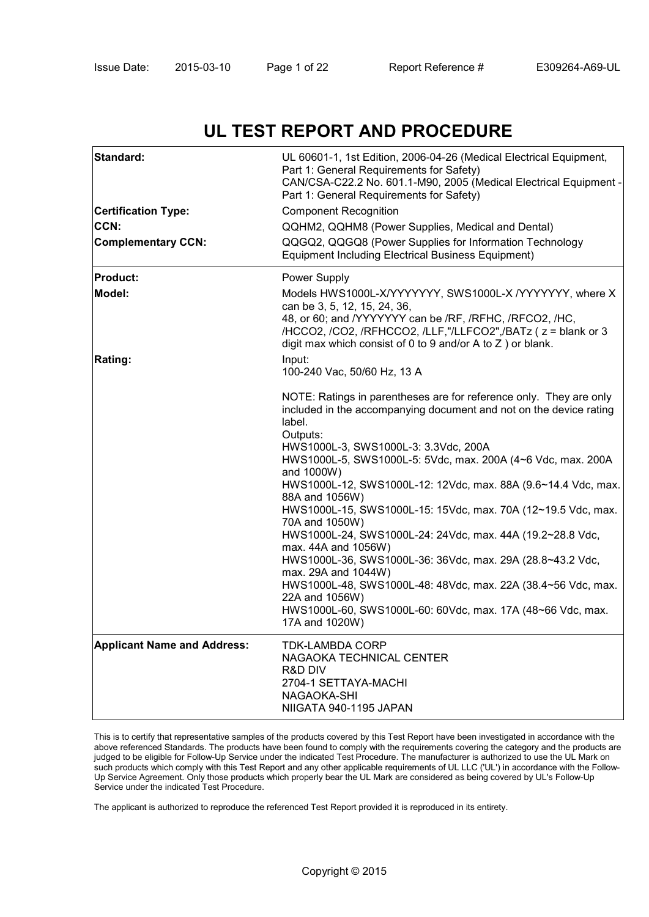# UL TEST REPORT AND PROCEDURE

| | |
|---|---|
| **Standard:** | UL 60601-1, 1st Edition, 2006-04-26 (Medical Electrical Equipment, Part 1: General Requirements for Safety)<br>CAN/CSA-C22.2 No. 601.1-M90, 2005 (Medical Electrical Equipment - Part 1: General Requirements for Safety) |
| **Certification Type:** | Component Recognition |
| **CCN:** | QQHM2, QQHM8 (Power Supplies, Medical and Dental) |
| **Complementary CCN:** | QQGQ2, QQGQ8 (Power Supplies for Information Technology Equipment Including Electrical Business Equipment) |
| **Product:** | Power Supply |
| **Model:** | Models HWS1000L-X/YYYYYYY, SWS1000L-X /YYYYYYY, where X can be 3, 5, 12, 15, 24, 36, 48, or 60; and /YYYYYYY can be /RF, /RFHC, /RFCO2, /HC, /HCCO2, /CO2, /RFHCCO2, /LLF,"/LLFCO2",/BATz ( z = blank or 3 digit max which consist of 0 to 9 and/or A to Z ) or blank. |
| **Rating:** | Input:<br>100-240 Vac, 50/60 Hz, 13 A<br><br>NOTE: Ratings in parentheses are for reference only. They are only included in the accompanying document and not on the device rating label.<br>Outputs:<br>HWS1000L-3, SWS1000L-3: 3.3Vdc, 200A<br>HWS1000L-5, SWS1000L-5: 5Vdc, max. 200A (4~6 Vdc, max. 200A and 1000W)<br>HWS1000L-12, SWS1000L-12: 12Vdc, max. 88A (9.6~14.4 Vdc, max. 88A and 1056W)<br>HWS1000L-15, SWS1000L-15: 15Vdc, max. 70A (12~19.5 Vdc, max. 70A and 1050W)<br>HWS1000L-24, SWS1000L-24: 24Vdc, max. 44A (19.2~28.8 Vdc, max. 44A and 1056W)<br>HWS1000L-36, SWS1000L-36: 36Vdc, max. 29A (28.8~43.2 Vdc, max. 29A and 1044W)<br>HWS1000L-48, SWS1000L-48: 48Vdc, max. 22A (38.4~56 Vdc, max. 22A and 1056W)<br>HWS1000L-60, SWS1000L-60: 60Vdc, max. 17A (48~66 Vdc, max. 17A and 1020W) |
| **Applicant Name and Address:** | TDK-LAMBDA CORP<br>NAGAOKA TECHNICAL CENTER<br>R&D DIV<br>2704-1 SETTAYA-MACHI<br>NAGAOKA-SHI<br>NIIGATA 940-1195 JAPAN |

This is to certify that representative samples of the products covered by this Test Report have been investigated in accordance with the above referenced Standards. The products have been found to comply with the requirements covering the category and the products are judged to be eligible for Follow-Up Service under the indicated Test Procedure. The manufacturer is authorized to use the UL Mark on such products which comply with this Test Report and any other applicable requirements of UL LLC ('UL') in accordance with the Follow-Up Service Agreement. Only those products which properly bear the UL Mark are considered as being covered by UL's Follow-Up Service under the indicated Test Procedure.

The applicant is authorized to reproduce the referenced Test Report provided it is reproduced in its entirety.

Copyright © 2015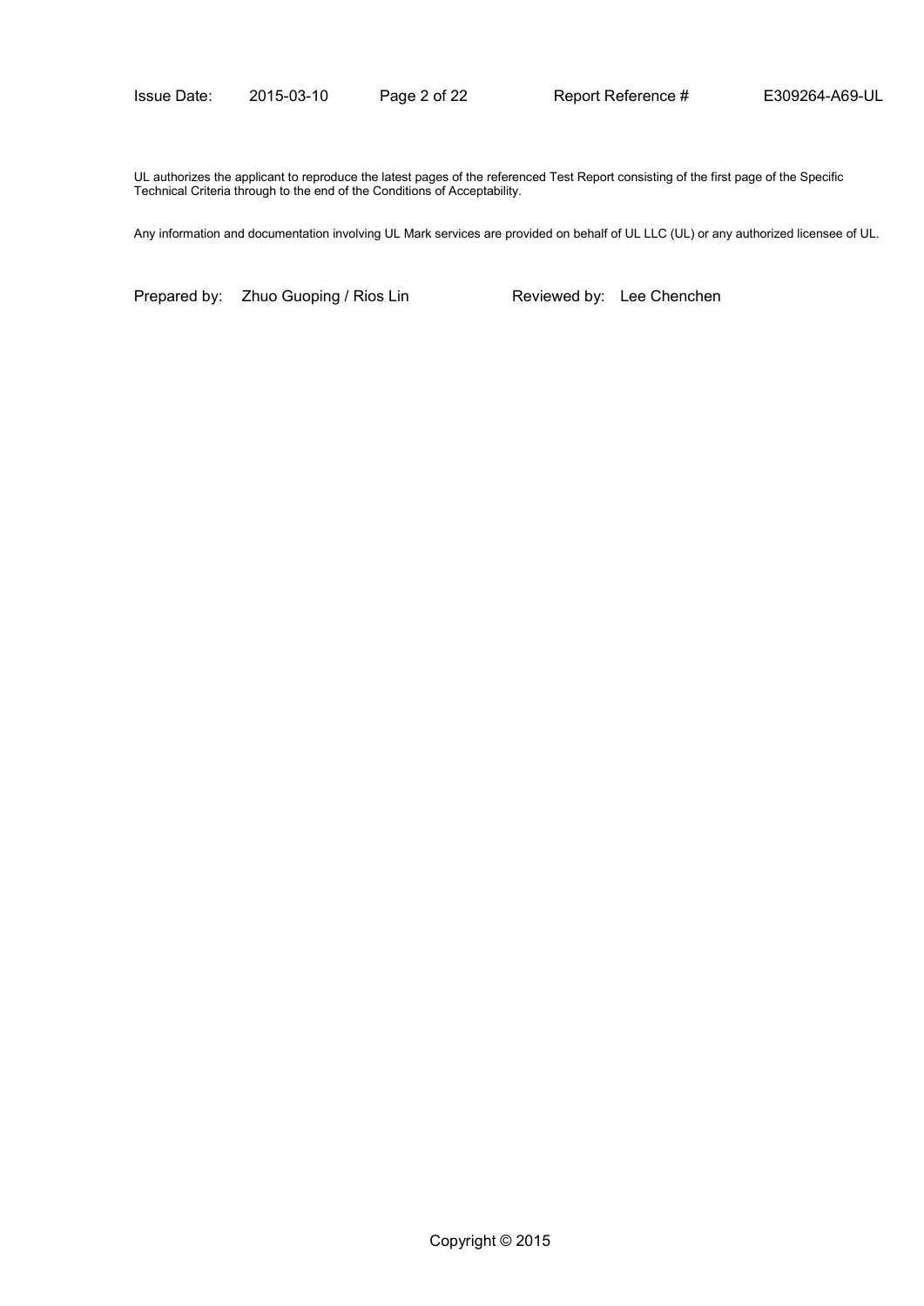UL authorizes the applicant to reproduce the latest pages of the referenced Test Report consisting of the first page of the Specific Technical Criteria through to the end of the Conditions of Acceptability.

Any information and documentation involving UL Mark services are provided on behalf of UL LLC (UL) or any authorized licensee of UL.

Prepared by: Zhuo Guoping / Rios Lin

Reviewed by: Lee Chenchen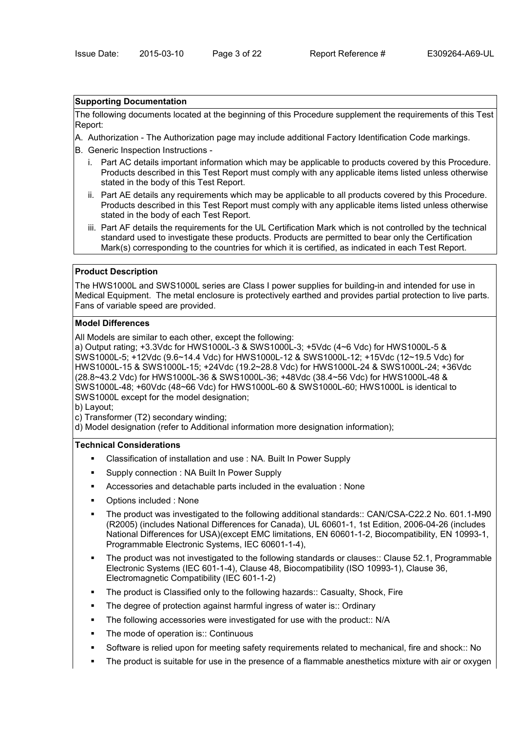**Supporting Documentation**

The following documents located at the beginning of this Procedure supplement the requirements of this Test Report:

A. Authorization - The Authorization page may include additional Factory Identification Code markings.

B. Generic Inspection Instructions -

   i. Part AC details important information which may be applicable to products covered by this Procedure. Products described in this Test Report must comply with any applicable items listed unless otherwise stated in the body of this Test Report.

   ii. Part AE details any requirements which may be applicable to all products covered by this Procedure. Products described in this Test Report must comply with any applicable items listed unless otherwise stated in the body of each Test Report.

   iii. Part AF details the requirements for the UL Certification Mark which is not controlled by the technical standard used to investigate these products. Products are permitted to bear only the Certification Mark(s) corresponding to the countries for which it is certified, as indicated in each Test Report.

**Product Description**

The HWS1000L and SWS1000L series are Class I power supplies for building-in and intended for use in Medical Equipment. The metal enclosure is protectively earthed and provides partial protection to live parts. Fans of variable speed are provided.

**Model Differences**

All Models are similar to each other, except the following:
a) Output rating; +3.3Vdc for HWS1000L-3 & SWS1000L-3; +5Vdc (4~6 Vdc) for HWS1000L-5 & SWS1000L-5; +12Vdc (9.6~14.4 Vdc) for HWS1000L-12 & SWS1000L-12; +15Vdc (12~19.5 Vdc) for HWS1000L-15 & SWS1000L-15; +24Vdc (19.2~28.8 Vdc) for HWS1000L-24 & SWS1000L-24; +36Vdc (28.8~43.2 Vdc) for HWS1000L-36 & SWS1000L-36; +48Vdc (38.4~56 Vdc) for HWS1000L-48 & SWS1000L-48; +60Vdc (48~66 Vdc) for HWS1000L-60 & SWS1000L-60; HWS1000L is identical to SWS1000L except for the model designation;
b) Layout;
c) Transformer (T2) secondary winding;
d) Model designation (refer to Additional information more designation information);

**Technical Considerations**

- Classification of installation and use : NA. Built In Power Supply
- Supply connection : NA Built In Power Supply
- Accessories and detachable parts included in the evaluation : None
- Options included : None
- The product was investigated to the following additional standards:: CAN/CSA-C22.2 No. 601.1-M90 (R2005) (includes National Differences for Canada), UL 60601-1, 1st Edition, 2006-04-26 (includes National Differences for USA)(except EMC limitations, EN 60601-1-2, Biocompatibility, EN 10993-1, Programmable Electronic Systems, IEC 60601-1-4),
- The product was not investigated to the following standards or clauses:: Clause 52.1, Programmable Electronic Systems (IEC 601-1-4), Clause 48, Biocompatibility (ISO 10993-1), Clause 36, Electromagnetic Compatibility (IEC 601-1-2)
- The product is Classified only to the following hazards:: Casualty, Shock, Fire
- The degree of protection against harmful ingress of water is:: Ordinary
- The following accessories were investigated for use with the product:: N/A
- The mode of operation is:: Continuous
- Software is relied upon for meeting safety requirements related to mechanical, fire and shock:: No
- The product is suitable for use in the presence of a flammable anesthetics mixture with air or oxygen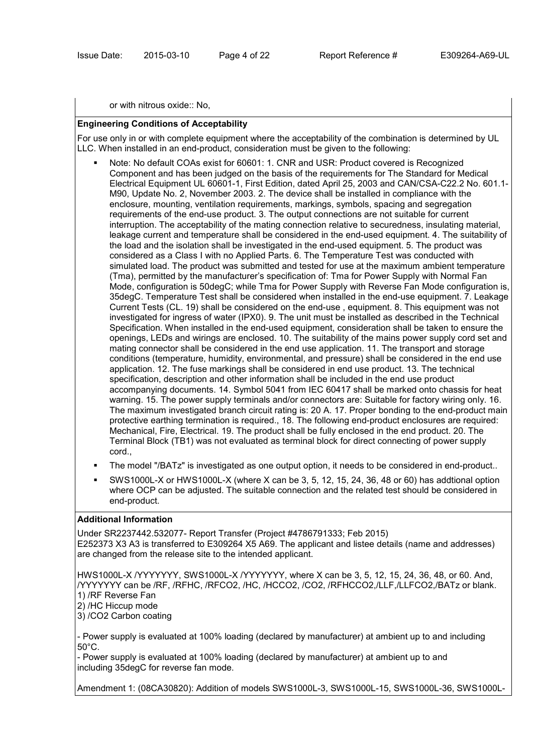or with nitrous oxide:: No,

**Engineering Conditions of Acceptability**

For use only in or with complete equipment where the acceptability of the combination is determined by UL LLC. When installed in an end-product, consideration must be given to the following:

- Note: No default COAs exist for 60601: 1. CNR and USR: Product covered is Recognized Component and has been judged on the basis of the requirements for The Standard for Medical Electrical Equipment UL 60601-1, First Edition, dated April 25, 2003 and CAN/CSA-C22.2 No. 601.1-M90, Update No. 2, November 2003. 2. The device shall be installed in compliance with the enclosure, mounting, ventilation requirements, markings, symbols, spacing and segregation requirements of the end-use product. 3. The output connections are not suitable for current interruption. The acceptability of the mating connection relative to securedness, insulating material, leakage current and temperature shall be considered in the end-used equipment. 4. The suitability of the load and the isolation shall be investigated in the end-used equipment. 5. The product was considered as a Class I with no Applied Parts. 6. The Temperature Test was conducted with simulated load. The product was submitted and tested for use at the maximum ambient temperature (Tma), permitted by the manufacturer's specification of: Tma for Power Supply with Normal Fan Mode, configuration is 50degC; while Tma for Power Supply with Reverse Fan Mode configuration is, 35degC. Temperature Test shall be considered when installed in the end-use equipment. 7. Leakage Current Tests (CL. 19) shall be considered on the end-use , equipment. 8. This equipment was not investigated for ingress of water (IPX0). 9. The unit must be installed as described in the Technical Specification. When installed in the end-used equipment, consideration shall be taken to ensure the openings, LEDs and wirings are enclosed. 10. The suitability of the mains power supply cord set and mating connector shall be considered in the end use application. 11. The transport and storage conditions (temperature, humidity, environmental, and pressure) shall be considered in the end use application. 12. The fuse markings shall be considered in end use product. 13. The technical specification, description and other information shall be included in the end use product accompanying documents. 14. Symbol 5041 from IEC 60417 shall be marked onto chassis for heat warning. 15. The power supply terminals and/or connectors are: Suitable for factory wiring only. 16. The maximum investigated branch circuit rating is: 20 A. 17. Proper bonding to the end-product main protective earthing termination is required., 18. The following end-product enclosures are required: Mechanical, Fire, Electrical. 19. The product shall be fully enclosed in the end product. 20. The Terminal Block (TB1) was not evaluated as terminal block for direct connecting of power supply cord.,
- The model "/BATz" is investigated as one output option, it needs to be considered in end-product..
- SWS1000L-X or HWS1000L-X (where X can be 3, 5, 12, 15, 24, 36, 48 or 60) has addtional option where OCP can be adjusted. The suitable connection and the related test should be considered in end-product.

**Additional Information**

Under SR2237442.532077- Report Transfer (Project #4786791333; Feb 2015)
E252373 X3 A3 is transferred to E309264 X5 A69. The applicant and listee details (name and addresses) are changed from the release site to the intended applicant.

HWS1000L-X /YYYYYYY, SWS1000L-X /YYYYYYY, where X can be 3, 5, 12, 15, 24, 36, 48, or 60. And, /YYYYYYY can be /RF, /RFHC, /RFCO2, /HC, /HCCO2, /CO2, /RFHCCO2,/LLF,/LLFCO2,/BATz or blank.
1) /RF Reverse Fan
2) /HC Hiccup mode
3) /CO2 Carbon coating

- Power supply is evaluated at 100% loading (declared by manufacturer) at ambient up to and including 50°C.
- Power supply is evaluated at 100% loading (declared by manufacturer) at ambient up to and including 35degC for reverse fan mode.

Amendment 1: (08CA30820): Addition of models SWS1000L-3, SWS1000L-15, SWS1000L-36, SWS1000L-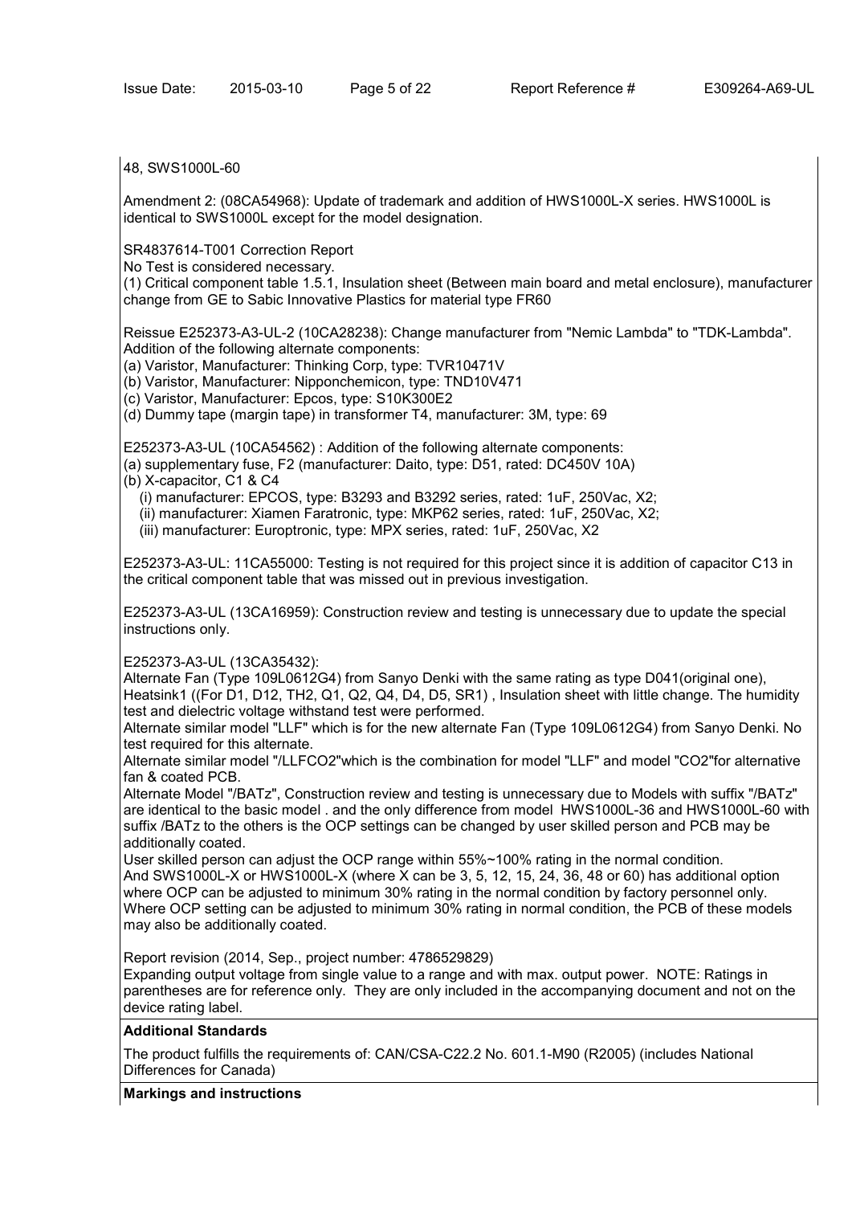48, SWS1000L-60

Amendment 2: (08CA54968): Update of trademark and addition of HWS1000L-X series. HWS1000L is identical to SWS1000L except for the model designation.

SR4837614-T001 Correction Report
No Test is considered necessary.
(1) Critical component table 1.5.1, Insulation sheet (Between main board and metal enclosure), manufacturer change from GE to Sabic Innovative Plastics for material type FR60

Reissue E252373-A3-UL-2 (10CA28238): Change manufacturer from "Nemic Lambda" to "TDK-Lambda". Addition of the following alternate components:
(a) Varistor, Manufacturer: Thinking Corp, type: TVR10471V
(b) Varistor, Manufacturer: Nipponchemicon, type: TND10V471
(c) Varistor, Manufacturer: Epcos, type: S10K300E2
(d) Dummy tape (margin tape) in transformer T4, manufacturer: 3M, type: 69

E252373-A3-UL (10CA54562) : Addition of the following alternate components:
(a) supplementary fuse, F2 (manufacturer: Daito, type: D51, rated: DC450V 10A)
(b) X-capacitor, C1 & C4
  (i) manufacturer: EPCOS, type: B3293 and B3292 series, rated: 1uF, 250Vac, X2;
  (ii) manufacturer: Xiamen Faratronic, type: MKP62 series, rated: 1uF, 250Vac, X2;
  (iii) manufacturer: Europtronic, type: MPX series, rated: 1uF, 250Vac, X2

E252373-A3-UL: 11CA55000: Testing is not required for this project since it is addition of capacitor C13 in the critical component table that was missed out in previous investigation.

E252373-A3-UL (13CA16959): Construction review and testing is unnecessary due to update the special instructions only.

E252373-A3-UL (13CA35432):
Alternate Fan (Type 109L0612G4) from Sanyo Denki with the same rating as type D041(original one), Heatsink1 ((For D1, D12, TH2, Q1, Q2, Q4, D4, D5, SR1) , Insulation sheet with little change. The humidity test and dielectric voltage withstand test were performed.
Alternate similar model "LLF" which is for the new alternate Fan (Type 109L0612G4) from Sanyo Denki. No test required for this alternate.
Alternate similar model "/LLFCO2"which is the combination for model "LLF" and model "CO2"for alternative fan & coated PCB.
Alternate Model "/BATz", Construction review and testing is unnecessary due to Models with suffix "/BATz" are identical to the basic model . and the only difference from model HWS1000L-36 and HWS1000L-60 with suffix /BATz to the others is the OCP settings can be changed by user skilled person and PCB may be additionally coated.
User skilled person can adjust the OCP range within 55%~100% rating in the normal condition.
And SWS1000L-X or HWS1000L-X (where X can be 3, 5, 12, 15, 24, 36, 48 or 60) has additional option where OCP can be adjusted to minimum 30% rating in the normal condition by factory personnel only. Where OCP setting can be adjusted to minimum 30% rating in normal condition, the PCB of these models may also be additionally coated.

Report revision (2014, Sep., project number: 4786529829)
Expanding output voltage from single value to a range and with max. output power. NOTE: Ratings in parentheses are for reference only. They are only included in the accompanying document and not on the device rating label.

**Additional Standards**

The product fulfills the requirements of: CAN/CSA-C22.2 No. 601.1-M90 (R2005) (includes National Differences for Canada)

**Markings and instructions**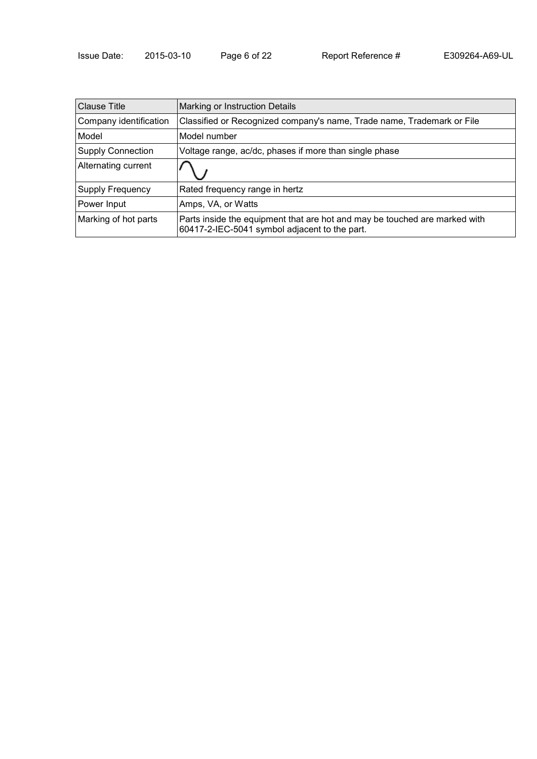| Clause Title | Marking or Instruction Details |
|---|---|
| Company identification | Classified or Recognized company's name, Trade name, Trademark or File |
| Model | Model number |
| Supply Connection | Voltage range, ac/dc, phases if more than single phase |
| Alternating current | ∿ |
| Supply Frequency | Rated frequency range in hertz |
| Power Input | Amps, VA, or Watts |
| Marking of hot parts | Parts inside the equipment that are hot and may be touched are marked with 60417-2-IEC-5041 symbol adjacent to the part. |